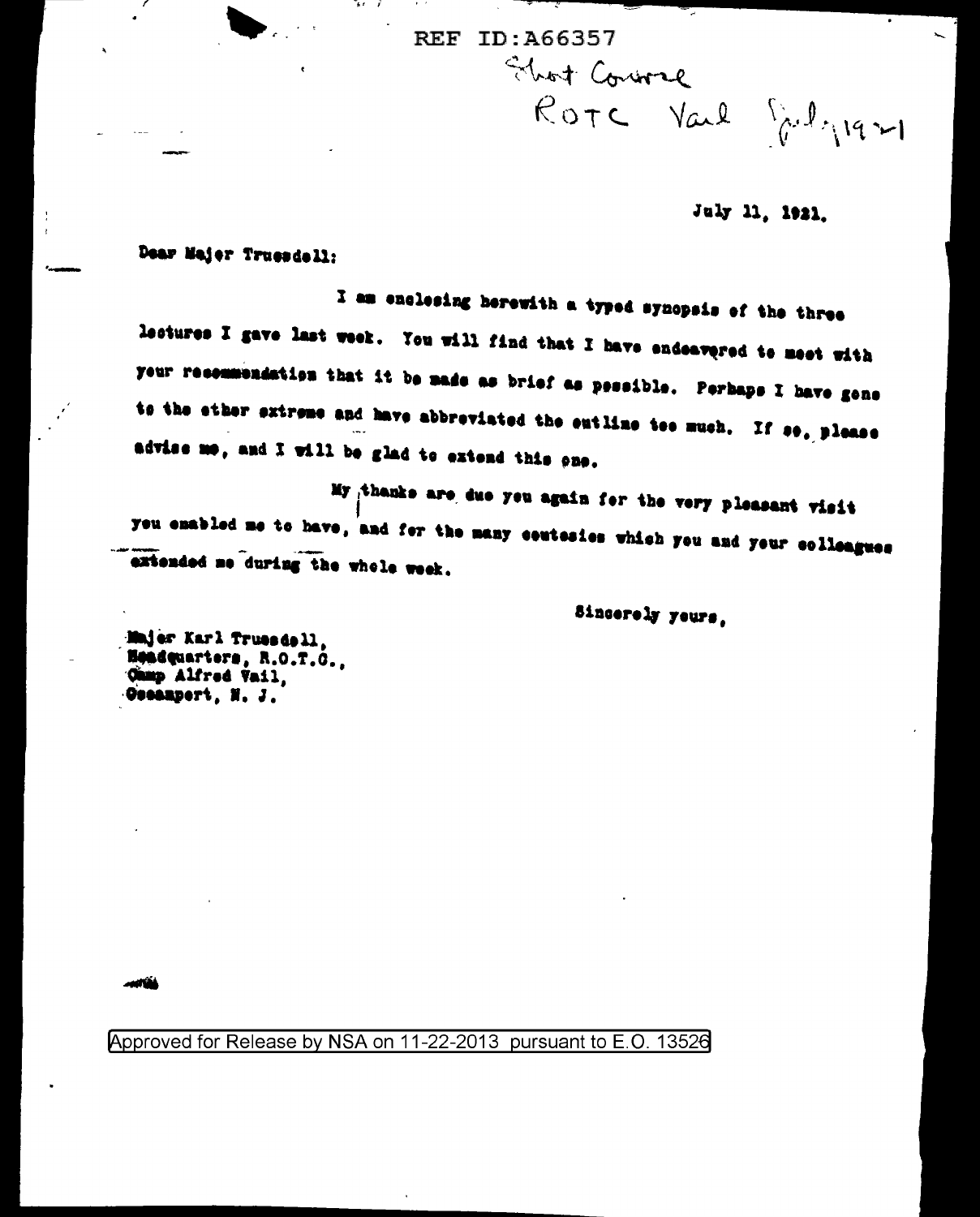REF ID:A66357

Short Course
ROTC Vail July 1921

July 11, 1921.

Dear Major Truesdell:

I am enclosing herewith a typed synopsis of the three lectures I gave last week. You will find that I have endeavored to meet with your recommendation that it be made as brief as possible. Perhaps I have gone to the other extreme and have abbreviated the outline too much. If so, please advise me, and I will be glad to extend this one.

My thanks are due you again for the very pleasant visit you enabled me to have, and for the many coutesies which you and your colleagues extended me during the whole week.

Sincerely yours,

Major Karl Truesdell,
Headquarters, R.O.T.C.,
Camp Alfred Vail,
Oceanport, N. J.

Approved for Release by NSA on 11-22-2013 pursuant to E.O. 13526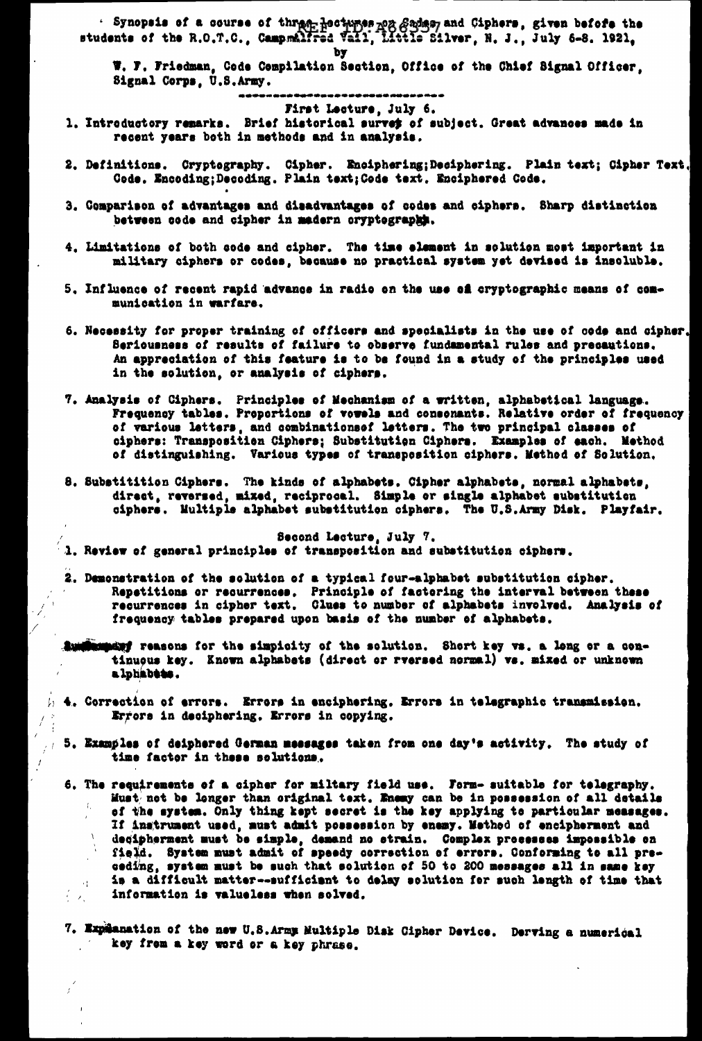Synopsis of a course of three lectures on Codes and Ciphers, given before the students of the R.O.T.C., Camp Alfred Vail, Little Silver, N. J., July 6-8. 1921,

by

W. F. Friedman, Code Compilation Section, Office of the Chief Signal Officer, Signal Corps, U.S.Army.

---

First Lecture, July 6.

1. Introductory remarks. Brief historical survey of subject. Great advances made in recent years both in methods and in analysis.

2. Definitions. Cryptography. Cipher. Enciphering;Deciphering. Plain text; Cipher Text. Code. Encoding;Decoding. Plain text;Code text. Enciphered Code.

3. Comparison of advantages and disadvantages of codes and ciphers. Sharp distinction between code and cipher in modern cryptography.

4. Limitations of both code and cipher. The time element in solution most important in military ciphers or codes, because no practical system yet devised is insoluble.

5. Influence of recent rapid advance in radio on the use of cryptographic means of communication in warfare.

6. Necessity for proper training of officers and specialists in the use of code and cipher. Seriousness of results of failure to observe fundamental rules and precautions. An appreciation of this feature is to be found in a study of the principles used in the solution, or analysis of ciphers.

7. Analysis of Ciphers. Principles of Mechanism of a written, alphabetical language. Frequency tables. Proportions of vowels and consonants. Relative order of frequency of various letters, and combinationsof letters. The two principal classes of ciphers: Transposition Ciphers; Substitution Ciphers. Examples of each. Method of distinguishing. Various types of transposition ciphers. Method of Solution.

8. Substitition Ciphers. The kinds of alphabets. Cipher alphabets, normal alphabets, direct, reversed, mixed, reciprocal. Simple or single alphabet substitution ciphers. Multiple alphabet substitution ciphers. The U.S.Army Disk. Playfair.

Second Lecture, July 7.

1. Review of general principles of transposition and substitution ciphers.

2. Demonstration of the solution of a typical four-alphabet substitution cipher. Repetitions or recurrences. Principle of factoring the interval between these recurrences in cipher text. Clues to number of alphabets involved. Analysis of frequency tables prepared upon basis of the number of alphabets.

3. Summary reasons for the simpicity of the solution. Short key vs. a long or a continuous key. Known alphabets (direct or rversed normal) vs. mixed or unknown alphabets.

4. Correction of errors. Errors in enciphering. Errors in telegraphic transmission. Errors in deciphering. Errors in copying.

5. Examples of deiphered German messages taken from one day's activity. The study of time factor in these solutions.

6. The requirements of a cipher for military field use. Form- suitable for telegraphy. Must not be longer than original text. Enemy can be in possession of all details of the system. Only thing kept secret is the key applying to particular messages. If instrument used, must admit possession by enemy. Method of encipherment and decipherment must be simple, demand no strain. Complex processes impossible on field. System must admit of speedy correction of errors. Conforming to all preceding, system must be such that solution of 50 to 200 messages all in same key is a difficult matter--sufficient to delay solution for such length of time that information is valueless when solved.

7. Explanation of the new U.S.Army Multiple Disk Cipher Device. Derving a numerical key from a key word or a key phrase.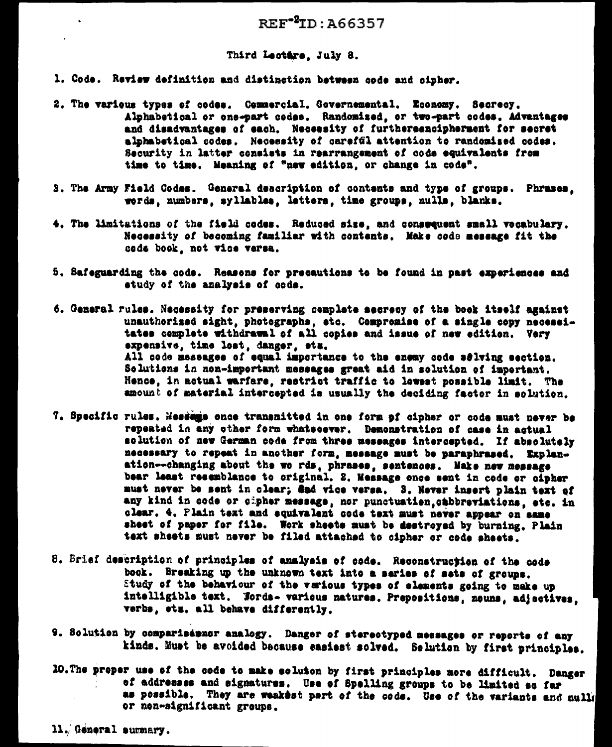REF ID:A66357

Third Lecture, July 8.

1. Code. Review definition and distinction between code and cipher.

2. The various types of codes. Commercial. Governemental. Economy. Secrecy. Alphabetical or one-part codes. Randomized, or two-part codes. Advantages and disadvantages of each. Necessity of furtherencipherment for secret alphabetical codes. Necessity of careful attention to randomized codes. Security in latter consists in rearrangement of code equivalents from time to time. Meaning of "new edition, or change in code".

3. The Army Field Codes. General description of contents and type of groups. Phrases, words, numbers, syllables, letters, time groups, nulls, blanks.

4. The limitations of the field codes. Reduced size, and consequent small vocabulary. Necessity of becoming familiar with contents. Make code message fit the code book, not vice versa.

5. Safeguarding the code. Reasons for precautions to be found in past experiences and study of the analysis of code.

6. General rules. Necessity for preserving complete secrecy of the book itself against unauthorized sight, photographs, etc. Compromise of a single copy necessitates complete withdrawal of all copies and issue of new edition. Very expensive, time lost, danger, etc.
All code messages of equal importance to the enemy code solving section. Solutions in non-important messages great aid in solution of important. Hence, in actual warfare, restrict traffic to lowest possible limit. The amount of material intercepted is usually the deciding factor in solution.

7. Specific rules. Message once transmitted in one form of cipher or code must never be repeated in any other form whatsoever. Demonstration of case in actual solution of new German code from three messages intercepted. If absolutely necessary to repeat in another form, message must be paraphrased. Explanation--changing about the wo rds, phrases, sentences. Make new message bear least resemblance to original. 2. Message once sent in code or cipher must never be sent in clear; and vice versa. 3. Never insert plain text of any kind in code or cipher message, nor punctuation, abbreviations, etc. in clear. 4. Plain text and equivalent code text must never appear on same sheet of paper for file. Work sheets must be destroyed by burning. Plain text sheets must never be filed attached to cipher or code sheets.

8. Brief description of principles of analysis of code. Reconstruction of the code book. Breaking up the unknown text into a series of sets of groups. Study of the behaviour of the various types of elements going to make up intelligible text. Words- various natures. Prepositions, nouns, adjectives, verbs, etc. all behave differently.

9. Solution by comparisonor analogy. Danger of stereotyped messages or reports of any kinds. Must be avoided because easiest solved. Solution by first principles.

10. The proper use of the code to make soluton by first principles more difficult. Danger of addresses and signatures. Use of Spelling groups to be limited so far as possible. They are weakest part of the code. Use of the variants and nulls or non-significant groups.

11. General summary.